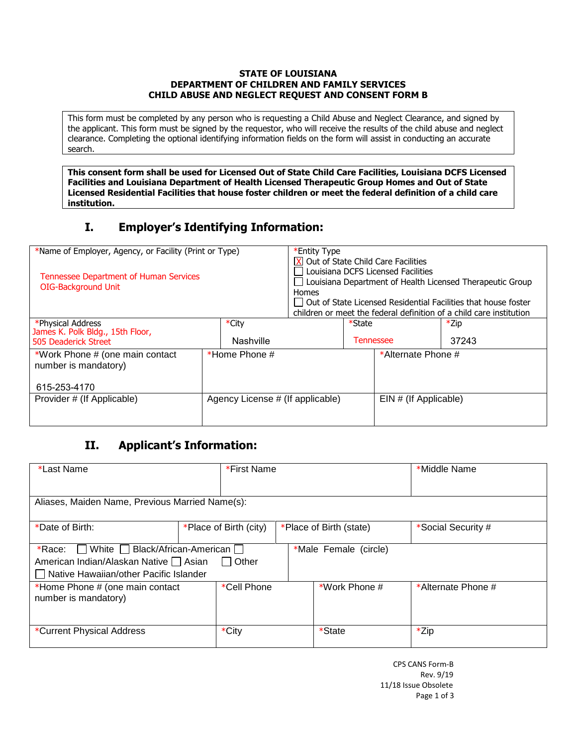**STATE OF LOUISIANA**
**DEPARTMENT OF CHILDREN AND FAMILY SERVICES**
**CHILD ABUSE AND NEGLECT REQUEST AND CONSENT FORM B**

This form must be completed by any person who is requesting a Child Abuse and Neglect Clearance, and signed by the applicant. This form must be signed by the requestor, who will receive the results of the child abuse and neglect clearance. Completing the optional identifying information fields on the form will assist in conducting an accurate search.

**This consent form shall be used for Licensed Out of State Child Care Facilities, Louisiana DCFS Licensed Facilities and Louisiana Department of Health Licensed Therapeutic Group Homes and Out of State Licensed Residential Facilities that house foster children or meet the federal definition of a child care institution.**

## I. Employer's Identifying Information:

| *Name of Employer, Agency, or Facility (Print or Type) | | *Entity Type | |
|---|---|---|---|
| Tennessee Department of Human Services<br>OIG-Background Unit | | [X] Out of State Child Care Facilities<br>[ ] Louisiana DCFS Licensed Facilities<br>[ ] Louisiana Department of Health Licensed Therapeutic Group Homes<br>[ ] Out of State Licensed Residential Facilities that house foster children or meet the federal definition of a child care institution | |
| *Physical Address<br>James K. Polk Bldg., 15th Floor,<br>505 Deaderick Street | *City<br>Nashville | *State<br>Tennessee | *Zip<br>37243 |
| *Work Phone # (one main contact number is mandatory)<br>615-253-4170 | *Home Phone # | *Alternate Phone # | |
| Provider # (If Applicable) | Agency License # (If applicable) | EIN # (If Applicable) | |

## II. Applicant's Information:

| *Last Name | | *First Name | *Middle Name |
|---|---|---|---|
| Aliases, Maiden Name, Previous Married Name(s): | | | |
| *Date of Birth: | *Place of Birth (city) | *Place of Birth (state) | *Social Security # |
| *Race: [ ] White [ ] Black/African-American [ ] American Indian/Alaskan Native [ ] Asian [ ] Other [ ] Native Hawaiian/other Pacific Islander | | *Male Female (circle) | |
| *Home Phone # (one main contact number is mandatory) | *Cell Phone | *Work Phone # | *Alternate Phone # |
| *Current Physical Address | *City | *State | *Zip |

CPS CANS Form-B
Rev. 9/19
11/18 Issue Obsolete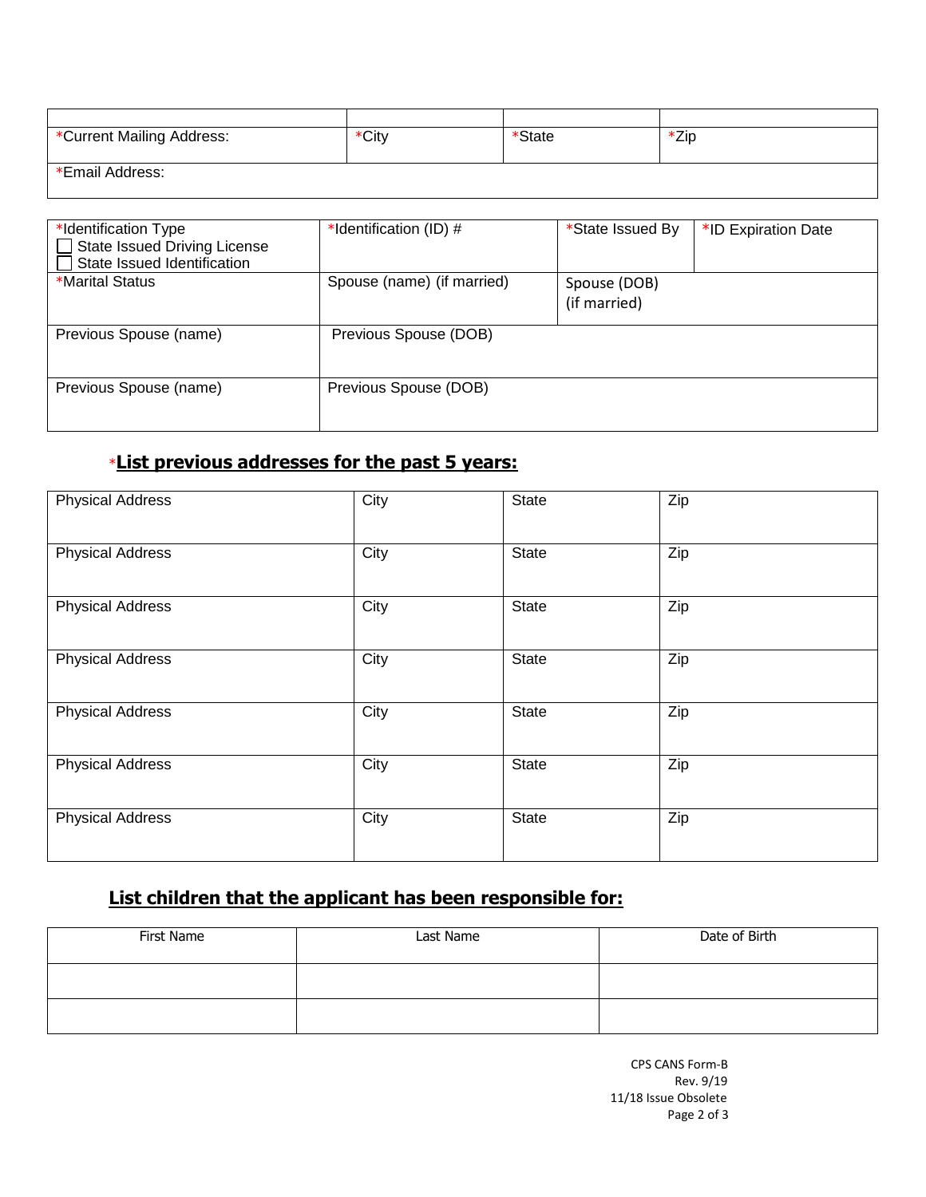| | | | |
|---|---|---|---|
| *Current Mailing Address: | *City | *State | *Zip |
| *Email Address: | | | |

| *Identification Type<br>☐ State Issued Driving License<br>☐ State Issued Identification | *Identification (ID) # | *State Issued By | *ID Expiration Date |
|---|---|---|---|
| *Marital Status | Spouse (name) (if married) | Spouse (DOB) (if married) | |
| Previous Spouse (name) | Previous Spouse (DOB) | | |
| Previous Spouse (name) | Previous Spouse (DOB) | | |

## *List previous addresses for the past 5 years:

| Physical Address | City | State | Zip |
|---|---|---|---|
| Physical Address | City | State | Zip |
| Physical Address | City | State | Zip |
| Physical Address | City | State | Zip |
| Physical Address | City | State | Zip |
| Physical Address | City | State | Zip |
| Physical Address | City | State | Zip |

## List children that the applicant has been responsible for:

| First Name | Last Name | Date of Birth |
|---|---|---|
| | | |
| | | |

CPS CANS Form-B
Rev. 9/19
11/18 Issue Obsolete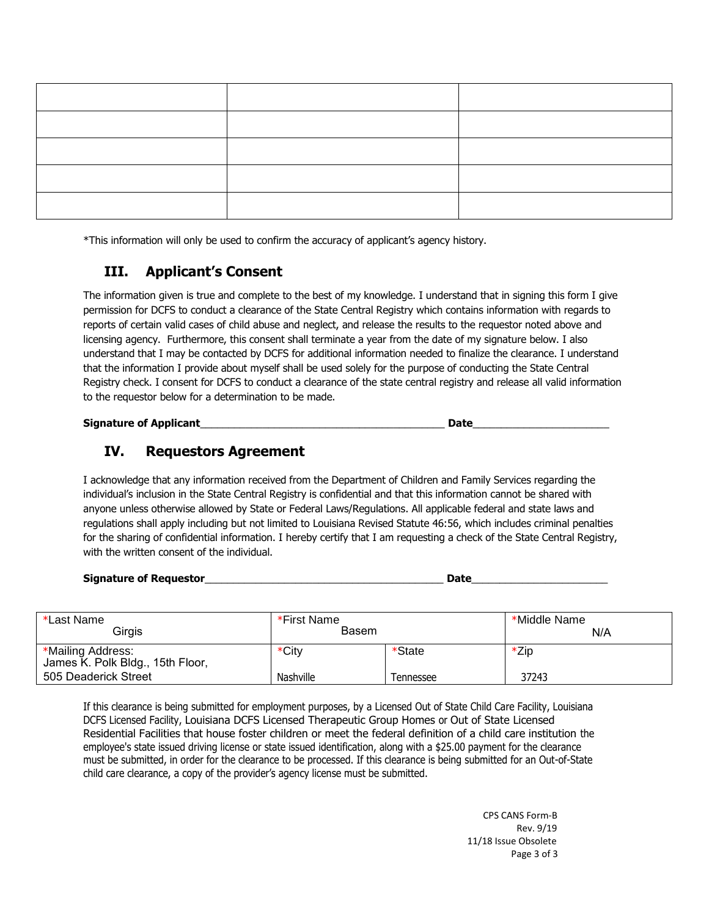| | | |
|---|---|---|
| | | |
| | | |
| | | |
| | | |
| | | |

*This information will only be used to confirm the accuracy of applicant's agency history.

## III. Applicant's Consent

The information given is true and complete to the best of my knowledge. I understand that in signing this form I give permission for DCFS to conduct a clearance of the State Central Registry which contains information with regards to reports of certain valid cases of child abuse and neglect, and release the results to the requestor noted above and licensing agency. Furthermore, this consent shall terminate a year from the date of my signature below. I also understand that I may be contacted by DCFS for additional information needed to finalize the clearance. I understand that the information I provide about myself shall be used solely for the purpose of conducting the State Central Registry check. I consent for DCFS to conduct a clearance of the state central registry and release all valid information to the requestor below for a determination to be made.

**Signature of Applicant**__________________________________________ **Date**________________________

## IV. Requestors Agreement

I acknowledge that any information received from the Department of Children and Family Services regarding the individual's inclusion in the State Central Registry is confidential and that this information cannot be shared with anyone unless otherwise allowed by State or Federal Laws/Regulations. All applicable federal and state laws and regulations shall apply including but not limited to Louisiana Revised Statute 46:56, which includes criminal penalties for the sharing of confidential information. I hereby certify that I am requesting a check of the State Central Registry, with the written consent of the individual.

**Signature of Requestor**__________________________________________ **Date**________________________

| *Last Name Girgis | *First Name Basem | | *Middle Name N/A |
|---|---|---|---|
| *Mailing Address: James K. Polk Bldg., 15th Floor, 505 Deaderick Street | *City Nashville | *State Tennessee | *Zip 37243 |

If this clearance is being submitted for employment purposes, by a Licensed Out of State Child Care Facility, Louisiana DCFS Licensed Facility, Louisiana DCFS Licensed Therapeutic Group Homes or Out of State Licensed Residential Facilities that house foster children or meet the federal definition of a child care institution the employee's state issued driving license or state issued identification, along with a $25.00 payment for the clearance must be submitted, in order for the clearance to be processed. If this clearance is being submitted for an Out-of-State child care clearance, a copy of the provider's agency license must be submitted.

CPS CANS Form-B
Rev. 9/19
11/18 Issue Obsolete